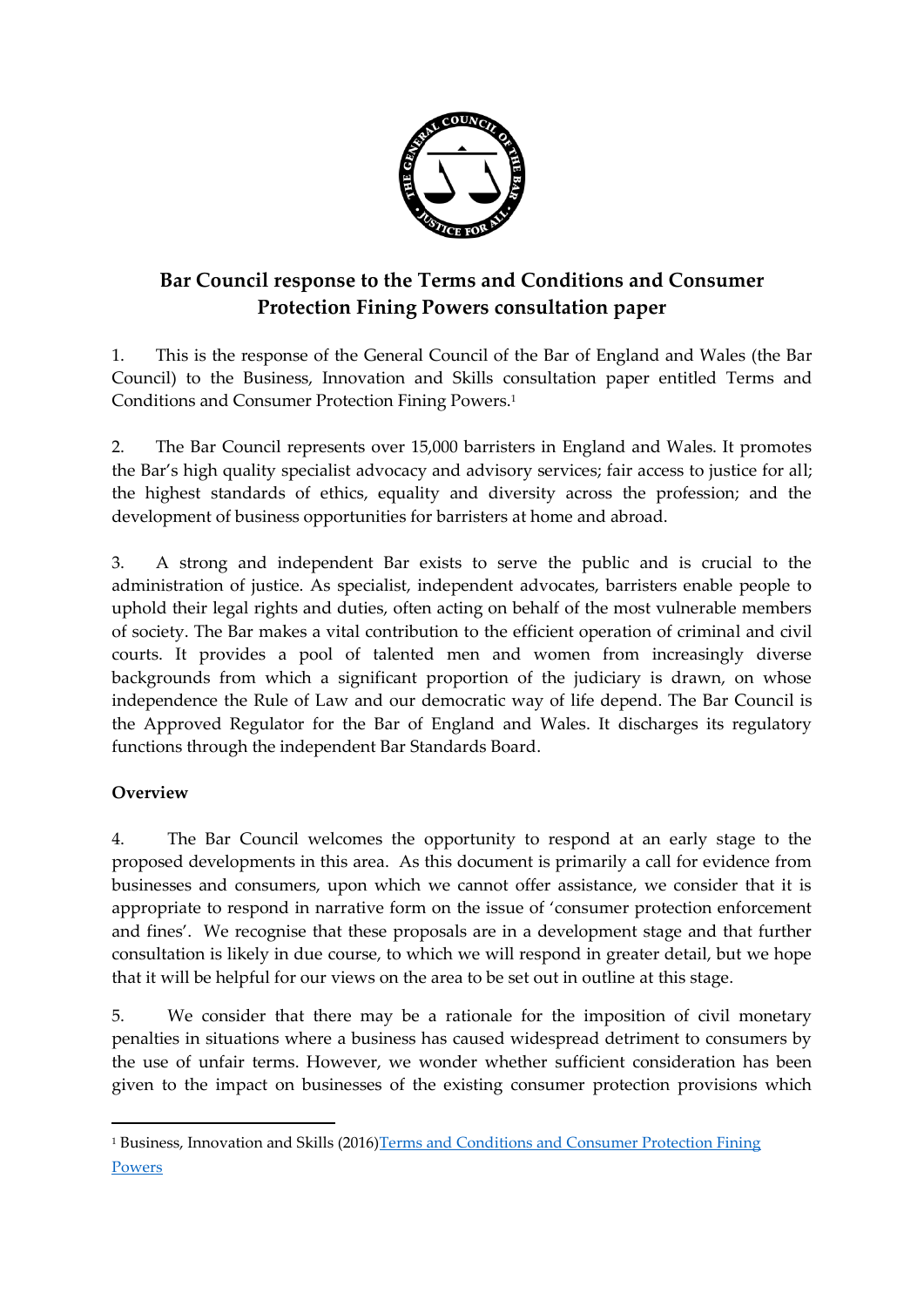# Bar Council response to the Terms and Conditions and Consumer Protection Fining Powers consultation paper

1. This is the response of the General Council of the Bar of England and Wales (the Bar Council) to the Business, Innovation and Skills consultation paper entitled Terms and Conditions and Consumer Protection Fining Powers.[1]

2. The Bar Council represents over 15,000 barristers in England and Wales. It promotes the Bar's high quality specialist advocacy and advisory services; fair access to justice for all; the highest standards of ethics, equality and diversity across the profession; and the development of business opportunities for barristers at home and abroad.

3. A strong and independent Bar exists to serve the public and is crucial to the administration of justice. As specialist, independent advocates, barristers enable people to uphold their legal rights and duties, often acting on behalf of the most vulnerable members of society. The Bar makes a vital contribution to the efficient operation of criminal and civil courts. It provides a pool of talented men and women from increasingly diverse backgrounds from which a significant proportion of the judiciary is drawn, on whose independence the Rule of Law and our democratic way of life depend. The Bar Council is the Approved Regulator for the Bar of England and Wales. It discharges its regulatory functions through the independent Bar Standards Board.

**Overview**

4. The Bar Council welcomes the opportunity to respond at an early stage to the proposed developments in this area. As this document is primarily a call for evidence from businesses and consumers, upon which we cannot offer assistance, we consider that it is appropriate to respond in narrative form on the issue of 'consumer protection enforcement and fines'. We recognise that these proposals are in a development stage and that further consultation is likely in due course, to which we will respond in greater detail, but we hope that it will be helpful for our views on the area to be set out in outline at this stage.

5. We consider that there may be a rationale for the imposition of civil monetary penalties in situations where a business has caused widespread detriment to consumers by the use of unfair terms. However, we wonder whether sufficient consideration has been given to the impact on businesses of the existing consumer protection provisions which

[1] Business, Innovation and Skills (2016)[Terms and Conditions and Consumer Protection Fining Powers]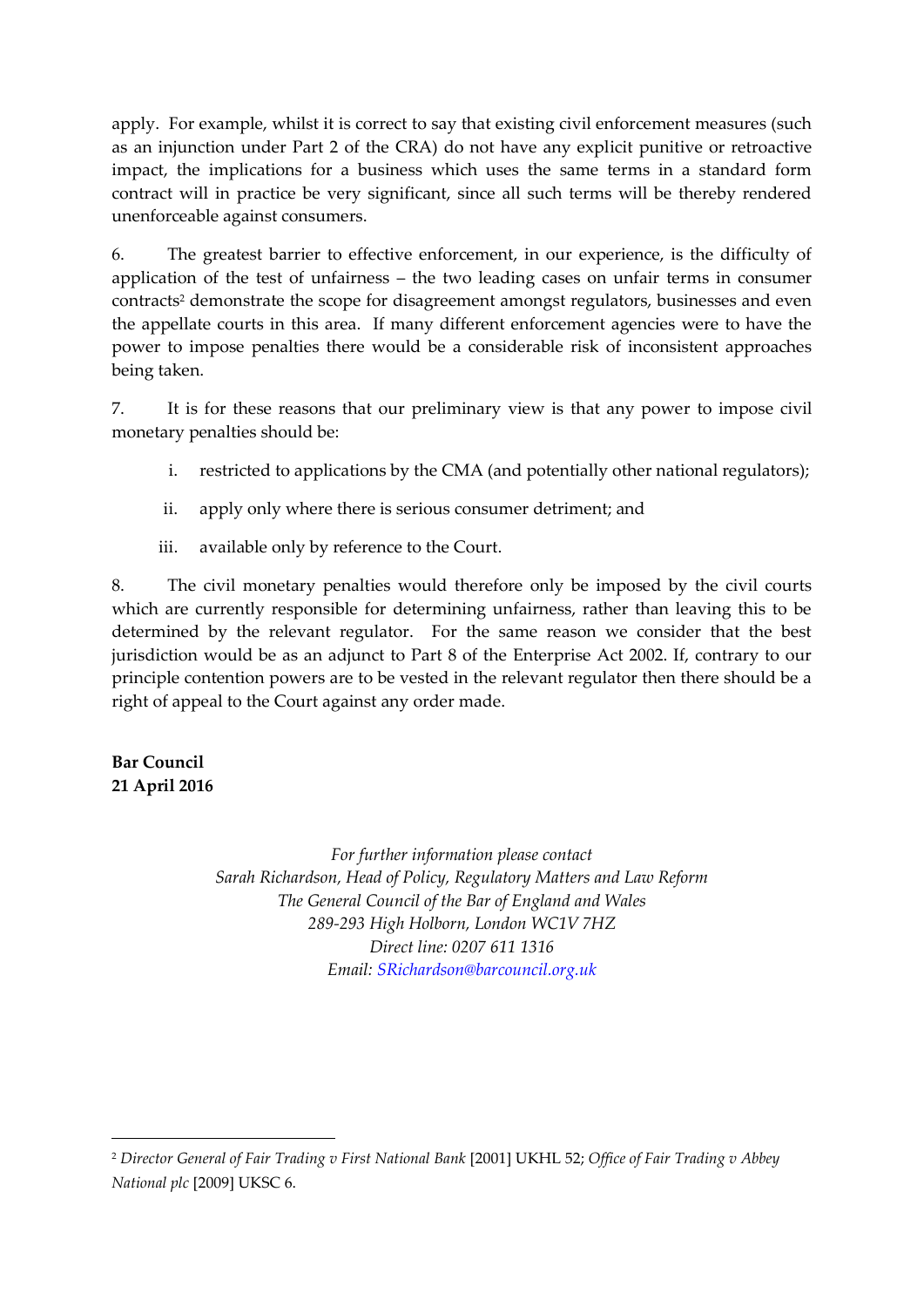apply. For example, whilst it is correct to say that existing civil enforcement measures (such as an injunction under Part 2 of the CRA) do not have any explicit punitive or retroactive impact, the implications for a business which uses the same terms in a standard form contract will in practice be very significant, since all such terms will be thereby rendered unenforceable against consumers.

6. The greatest barrier to effective enforcement, in our experience, is the difficulty of application of the test of unfairness – the two leading cases on unfair terms in consumer contracts[2] demonstrate the scope for disagreement amongst regulators, businesses and even the appellate courts in this area. If many different enforcement agencies were to have the power to impose penalties there would be a considerable risk of inconsistent approaches being taken.

7. It is for these reasons that our preliminary view is that any power to impose civil monetary penalties should be:

i. restricted to applications by the CMA (and potentially other national regulators);

ii. apply only where there is serious consumer detriment; and

iii. available only by reference to the Court.

8. The civil monetary penalties would therefore only be imposed by the civil courts which are currently responsible for determining unfairness, rather than leaving this to be determined by the relevant regulator. For the same reason we consider that the best jurisdiction would be as an adjunct to Part 8 of the Enterprise Act 2002. If, contrary to our principle contention powers are to be vested in the relevant regulator then there should be a right of appeal to the Court against any order made.

**Bar Council**
**21 April 2016**

*For further information please contact*
*Sarah Richardson, Head of Policy, Regulatory Matters and Law Reform*
*The General Council of the Bar of England and Wales*
*289-293 High Holborn, London WC1V 7HZ*
*Direct line: 0207 611 1316*
*Email: SRichardson@barcouncil.org.uk*

---

[2] *Director General of Fair Trading v First National Bank* [2001] UKHL 52; *Office of Fair Trading v Abbey National plc* [2009] UKSC 6.